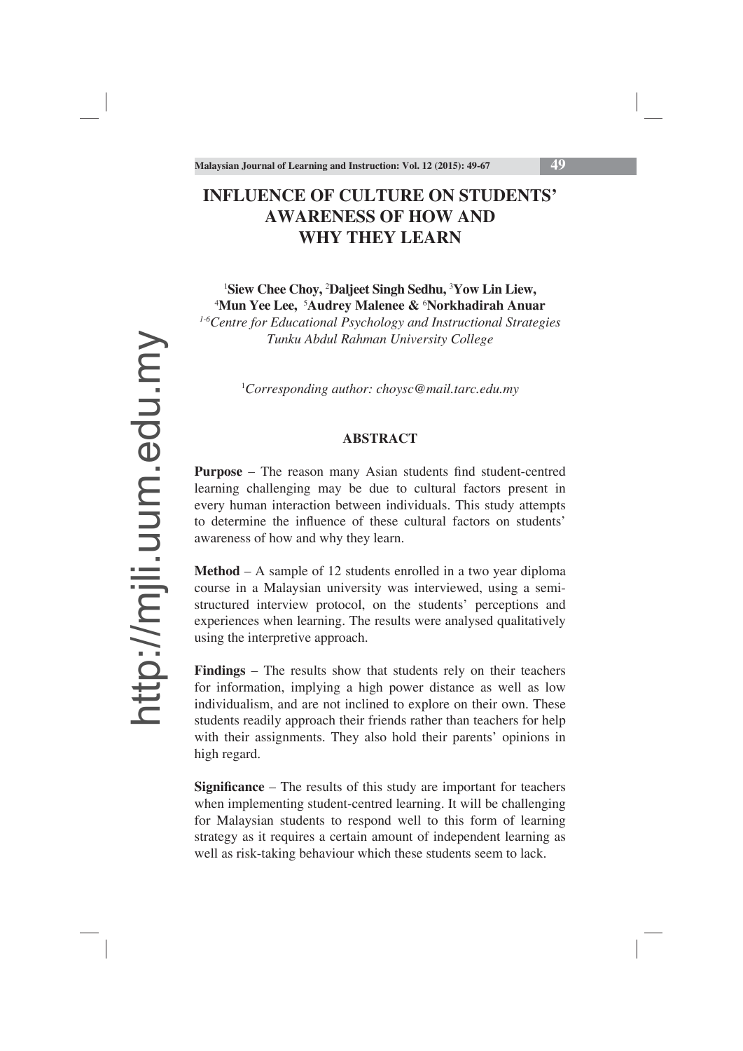# INFLUENCE OF CULTURE ON STUDENTS' AWARENESS OF HOW AND WHY THEY LEARN

**[1]Siew Chee Choy, [2]Daljeet Singh Sedhu, [3]Yow Lin Liew, [4]Mun Yee Lee, [5]Audrey Malenee & [6]Norkhadirah Anuar**

*[1-6]Centre for Educational Psychology and Instructional Strategies Tunku Abdul Rahman University College*

*[1]Corresponding author: choysc@mail.tarc.edu.my*

## ABSTRACT

**Purpose** – The reason many Asian students find student-centred learning challenging may be due to cultural factors present in every human interaction between individuals. This study attempts to determine the influence of these cultural factors on students' awareness of how and why they learn.

**Method** – A sample of 12 students enrolled in a two year diploma course in a Malaysian university was interviewed, using a semi-structured interview protocol, on the students' perceptions and experiences when learning. The results were analysed qualitatively using the interpretive approach.

**Findings** – The results show that students rely on their teachers for information, implying a high power distance as well as low individualism, and are not inclined to explore on their own. These students readily approach their friends rather than teachers for help with their assignments. They also hold their parents' opinions in high regard.

**Significance** – The results of this study are important for teachers when implementing student-centred learning. It will be challenging for Malaysian students to respond well to this form of learning strategy as it requires a certain amount of independent learning as well as risk-taking behaviour which these students seem to lack.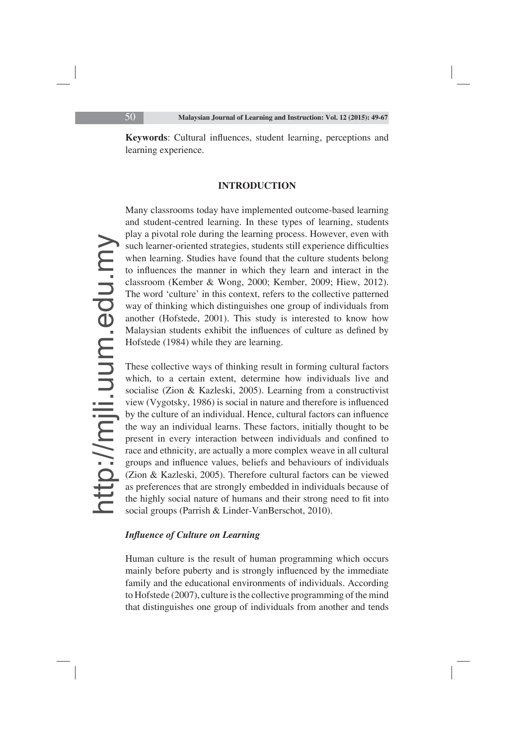**Keywords**: Cultural influences, student learning, perceptions and learning experience.

## INTRODUCTION

Many classrooms today have implemented outcome-based learning and student-centred learning. In these types of learning, students play a pivotal role during the learning process. However, even with such learner-oriented strategies, students still experience difficulties when learning. Studies have found that the culture students belong to influences the manner in which they learn and interact in the classroom (Kember & Wong, 2000; Kember, 2009; Hiew, 2012). The word 'culture' in this context, refers to the collective patterned way of thinking which distinguishes one group of individuals from another (Hofstede, 2001). This study is interested to know how Malaysian students exhibit the influences of culture as defined by Hofstede (1984) while they are learning.

These collective ways of thinking result in forming cultural factors which, to a certain extent, determine how individuals live and socialise (Zion & Kazleski, 2005). Learning from a constructivist view (Vygotsky, 1986) is social in nature and therefore is influenced by the culture of an individual. Hence, cultural factors can influence the way an individual learns. These factors, initially thought to be present in every interaction between individuals and confined to race and ethnicity, are actually a more complex weave in all cultural groups and influence values, beliefs and behaviours of individuals (Zion & Kazleski, 2005). Therefore cultural factors can be viewed as preferences that are strongly embedded in individuals because of the highly social nature of humans and their strong need to fit into social groups (Parrish & Linder-VanBerschot, 2010).

### *Influence of Culture on Learning*

Human culture is the result of human programming which occurs mainly before puberty and is strongly influenced by the immediate family and the educational environments of individuals. According to Hofstede (2007), culture is the collective programming of the mind that distinguishes one group of individuals from another and tends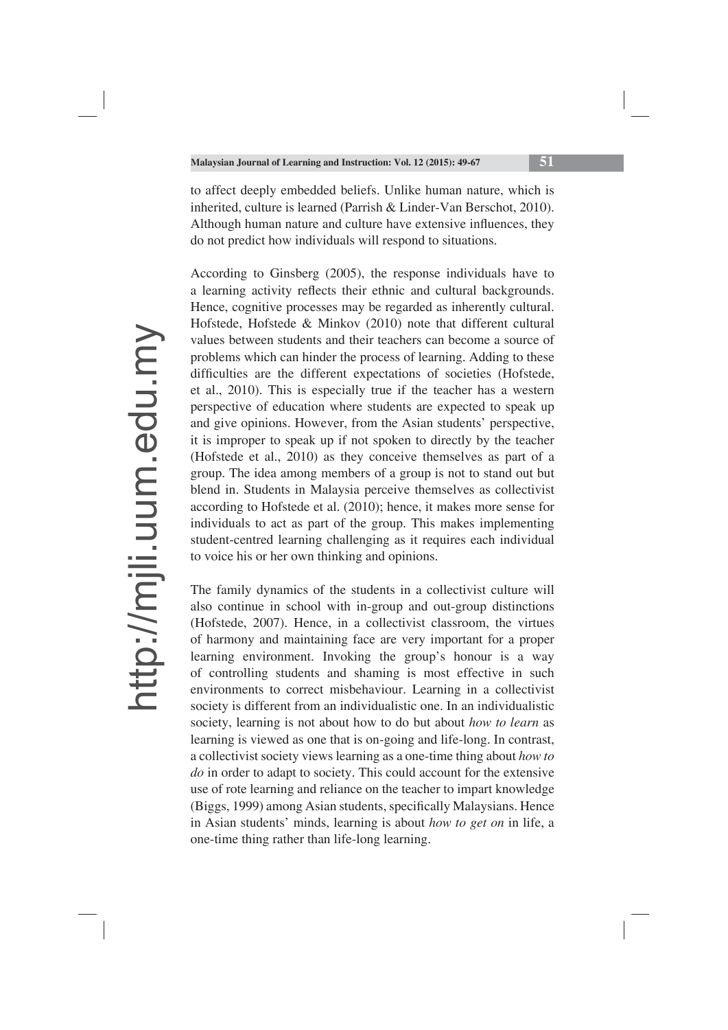to affect deeply embedded beliefs. Unlike human nature, which is inherited, culture is learned (Parrish & Linder-Van Berschot, 2010). Although human nature and culture have extensive influences, they do not predict how individuals will respond to situations.

According to Ginsberg (2005), the response individuals have to a learning activity reflects their ethnic and cultural backgrounds. Hence, cognitive processes may be regarded as inherently cultural. Hofstede, Hofstede & Minkov (2010) note that different cultural values between students and their teachers can become a source of problems which can hinder the process of learning. Adding to these difficulties are the different expectations of societies (Hofstede, et al., 2010). This is especially true if the teacher has a western perspective of education where students are expected to speak up and give opinions. However, from the Asian students' perspective, it is improper to speak up if not spoken to directly by the teacher (Hofstede et al., 2010) as they conceive themselves as part of a group. The idea among members of a group is not to stand out but blend in. Students in Malaysia perceive themselves as collectivist according to Hofstede et al. (2010); hence, it makes more sense for individuals to act as part of the group. This makes implementing student-centred learning challenging as it requires each individual to voice his or her own thinking and opinions.

The family dynamics of the students in a collectivist culture will also continue in school with in-group and out-group distinctions (Hofstede, 2007). Hence, in a collectivist classroom, the virtues of harmony and maintaining face are very important for a proper learning environment. Invoking the group's honour is a way of controlling students and shaming is most effective in such environments to correct misbehaviour. Learning in a collectivist society is different from an individualistic one. In an individualistic society, learning is not about how to do but about *how to learn* as learning is viewed as one that is on-going and life-long. In contrast, a collectivist society views learning as a one-time thing about *how to do* in order to adapt to society. This could account for the extensive use of rote learning and reliance on the teacher to impart knowledge (Biggs, 1999) among Asian students, specifically Malaysians. Hence in Asian students' minds, learning is about *how to get on* in life, a one-time thing rather than life-long learning.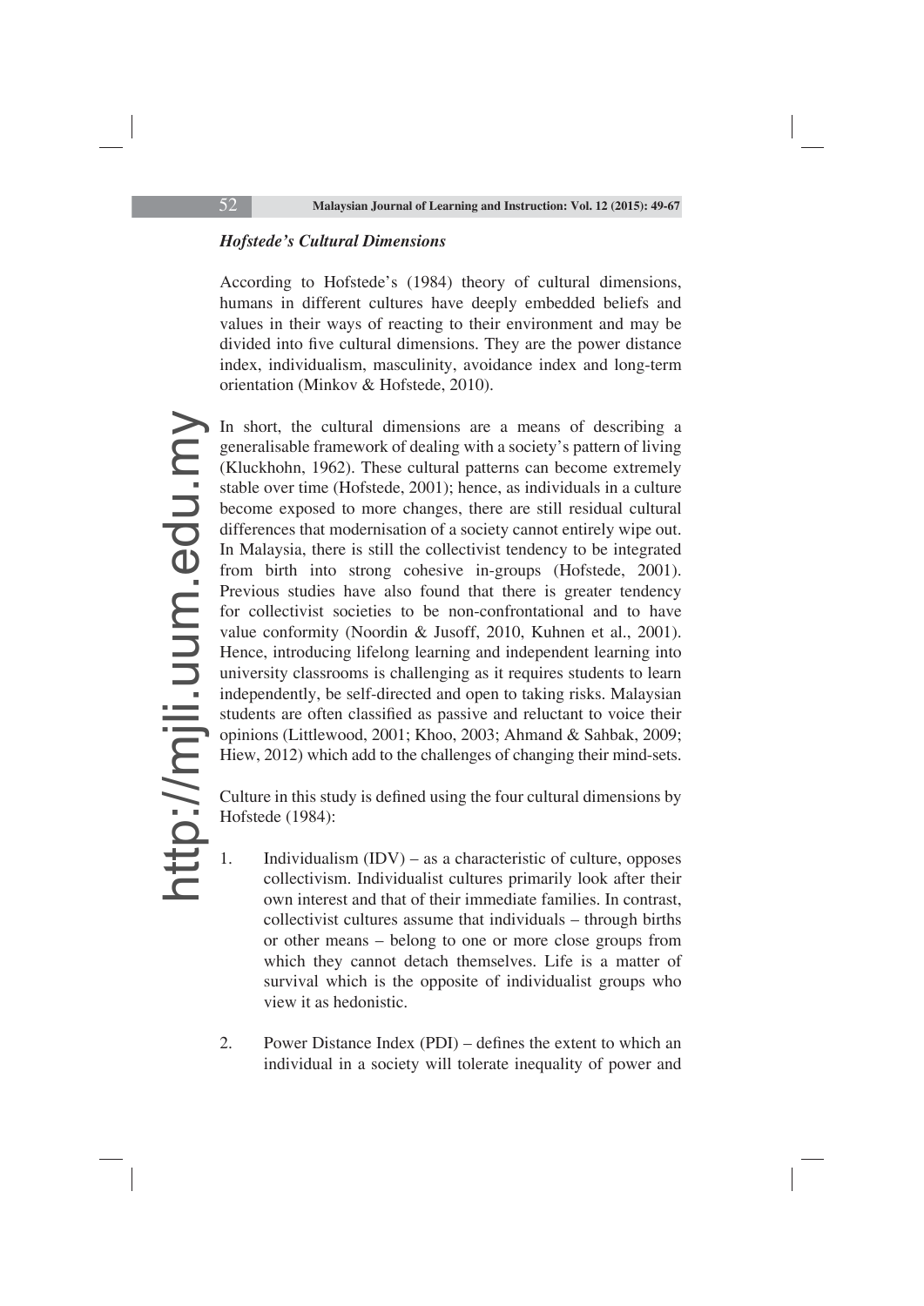### *Hofstede's Cultural Dimensions*

According to Hofstede's (1984) theory of cultural dimensions, humans in different cultures have deeply embedded beliefs and values in their ways of reacting to their environment and may be divided into five cultural dimensions. They are the power distance index, individualism, masculinity, avoidance index and long-term orientation (Minkov & Hofstede, 2010).

In short, the cultural dimensions are a means of describing a generalisable framework of dealing with a society's pattern of living (Kluckhohn, 1962). These cultural patterns can become extremely stable over time (Hofstede, 2001); hence, as individuals in a culture become exposed to more changes, there are still residual cultural differences that modernisation of a society cannot entirely wipe out. In Malaysia, there is still the collectivist tendency to be integrated from birth into strong cohesive in-groups (Hofstede, 2001). Previous studies have also found that there is greater tendency for collectivist societies to be non-confrontational and to have value conformity (Noordin & Jusoff, 2010, Kuhnen et al., 2001). Hence, introducing lifelong learning and independent learning into university classrooms is challenging as it requires students to learn independently, be self-directed and open to taking risks. Malaysian students are often classified as passive and reluctant to voice their opinions (Littlewood, 2001; Khoo, 2003; Ahmand & Sahbak, 2009; Hiew, 2012) which add to the challenges of changing their mind-sets.

Culture in this study is defined using the four cultural dimensions by Hofstede (1984):

1. Individualism (IDV) – as a characteristic of culture, opposes collectivism. Individualist cultures primarily look after their own interest and that of their immediate families. In contrast, collectivist cultures assume that individuals – through births or other means – belong to one or more close groups from which they cannot detach themselves. Life is a matter of survival which is the opposite of individualist groups who view it as hedonistic.

2. Power Distance Index (PDI) – defines the extent to which an individual in a society will tolerate inequality of power and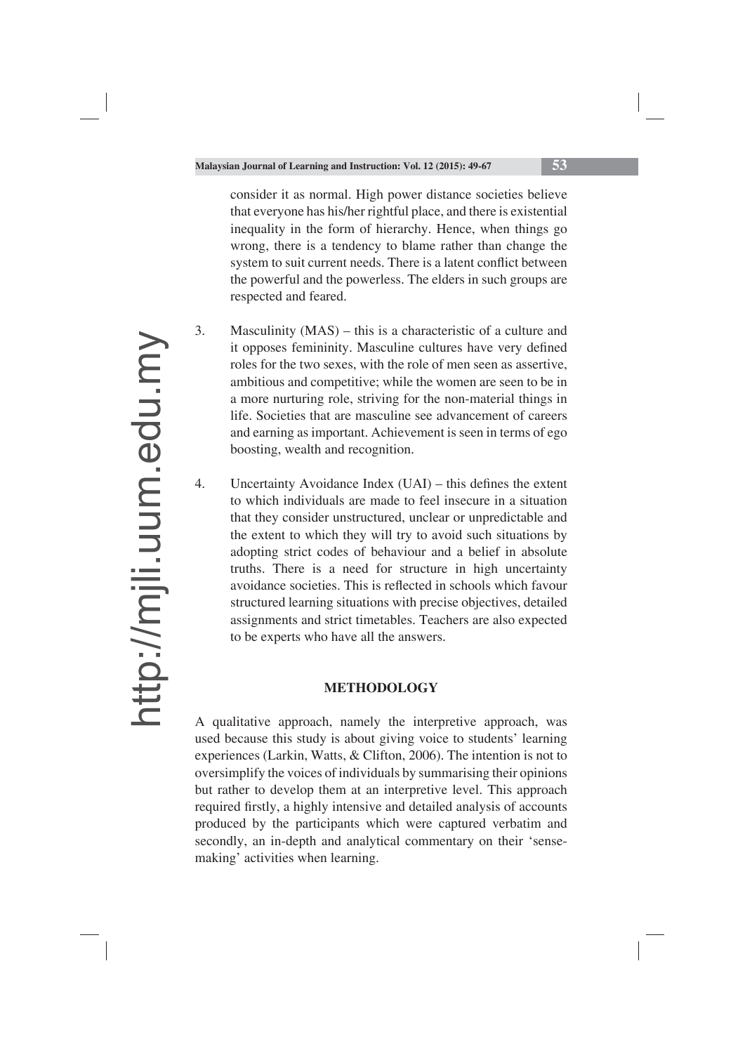consider it as normal. High power distance societies believe that everyone has his/her rightful place, and there is existential inequality in the form of hierarchy. Hence, when things go wrong, there is a tendency to blame rather than change the system to suit current needs. There is a latent conflict between the powerful and the powerless. The elders in such groups are respected and feared.

3. Masculinity (MAS) – this is a characteristic of a culture and it opposes femininity. Masculine cultures have very defined roles for the two sexes, with the role of men seen as assertive, ambitious and competitive; while the women are seen to be in a more nurturing role, striving for the non-material things in life. Societies that are masculine see advancement of careers and earning as important. Achievement is seen in terms of ego boosting, wealth and recognition.

4. Uncertainty Avoidance Index (UAI) – this defines the extent to which individuals are made to feel insecure in a situation that they consider unstructured, unclear or unpredictable and the extent to which they will try to avoid such situations by adopting strict codes of behaviour and a belief in absolute truths. There is a need for structure in high uncertainty avoidance societies. This is reflected in schools which favour structured learning situations with precise objectives, detailed assignments and strict timetables. Teachers are also expected to be experts who have all the answers.

## METHODOLOGY

A qualitative approach, namely the interpretive approach, was used because this study is about giving voice to students' learning experiences (Larkin, Watts, & Clifton, 2006). The intention is not to oversimplify the voices of individuals by summarising their opinions but rather to develop them at an interpretive level. This approach required firstly, a highly intensive and detailed analysis of accounts produced by the participants which were captured verbatim and secondly, an in-depth and analytical commentary on their 'sense-making' activities when learning.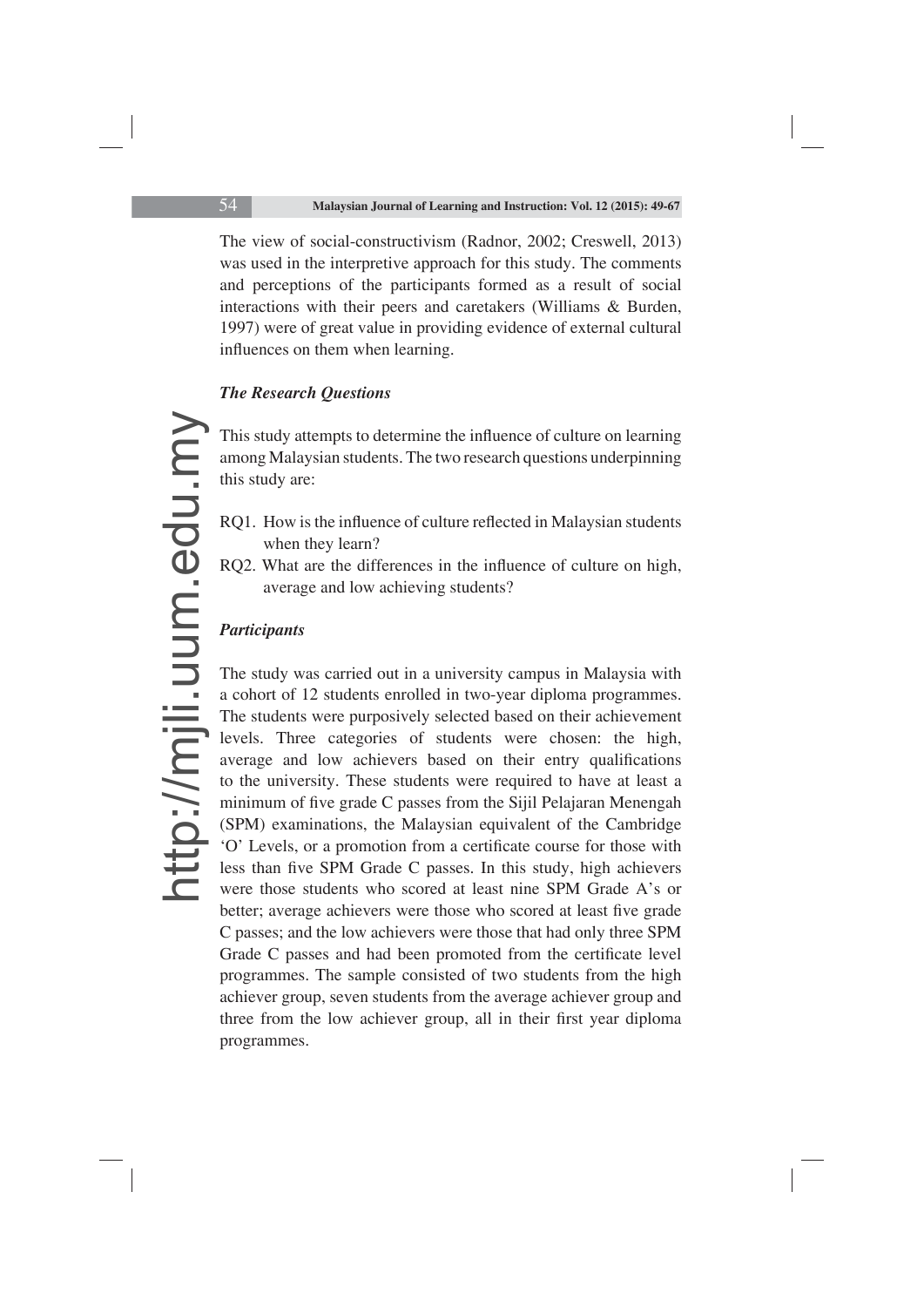The view of social-constructivism (Radnor, 2002; Creswell, 2013) was used in the interpretive approach for this study. The comments and perceptions of the participants formed as a result of social interactions with their peers and caretakers (Williams & Burden, 1997) were of great value in providing evidence of external cultural influences on them when learning.

### *The Research Questions*

This study attempts to determine the influence of culture on learning among Malaysian students. The two research questions underpinning this study are:

RQ1. How is the influence of culture reflected in Malaysian students when they learn?

RQ2. What are the differences in the influence of culture on high, average and low achieving students?

### *Participants*

The study was carried out in a university campus in Malaysia with a cohort of 12 students enrolled in two-year diploma programmes. The students were purposively selected based on their achievement levels. Three categories of students were chosen: the high, average and low achievers based on their entry qualifications to the university. These students were required to have at least a minimum of five grade C passes from the Sijil Pelajaran Menengah (SPM) examinations, the Malaysian equivalent of the Cambridge 'O' Levels, or a promotion from a certificate course for those with less than five SPM Grade C passes. In this study, high achievers were those students who scored at least nine SPM Grade A's or better; average achievers were those who scored at least five grade C passes; and the low achievers were those that had only three SPM Grade C passes and had been promoted from the certificate level programmes. The sample consisted of two students from the high achiever group, seven students from the average achiever group and three from the low achiever group, all in their first year diploma programmes.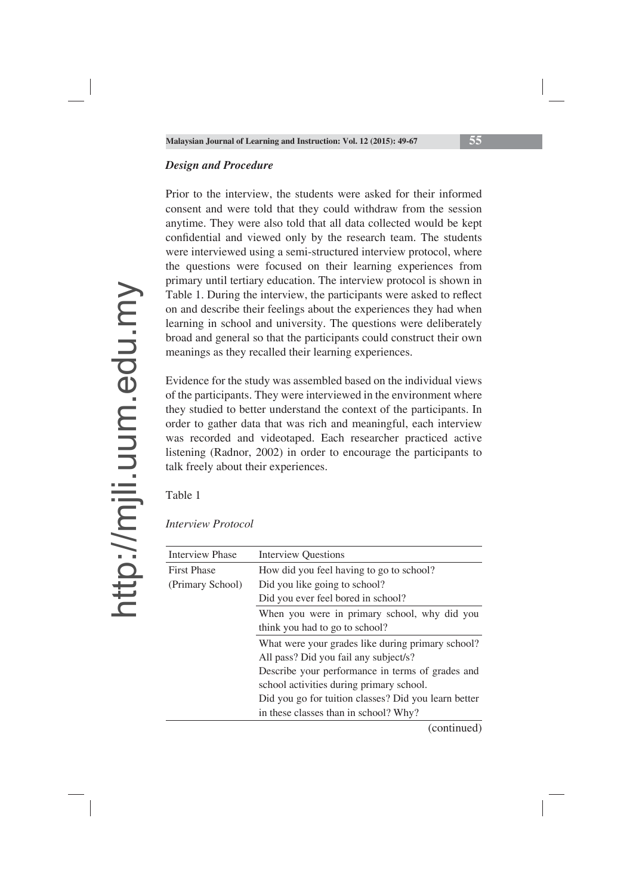### *Design and Procedure*

Prior to the interview, the students were asked for their informed consent and were told that they could withdraw from the session anytime. They were also told that all data collected would be kept confidential and viewed only by the research team. The students were interviewed using a semi-structured interview protocol, where the questions were focused on their learning experiences from primary until tertiary education. The interview protocol is shown in Table 1. During the interview, the participants were asked to reflect on and describe their feelings about the experiences they had when learning in school and university. The questions were deliberately broad and general so that the participants could construct their own meanings as they recalled their learning experiences.

Evidence for the study was assembled based on the individual views of the participants. They were interviewed in the environment where they studied to better understand the context of the participants. In order to gather data that was rich and meaningful, each interview was recorded and videotaped. Each researcher practiced active listening (Radnor, 2002) in order to encourage the participants to talk freely about their experiences.

Table 1

*Interview Protocol*

| Interview Phase | Interview Questions |
|---|---|
| First Phase (Primary School) | How did you feel having to go to school?<br>Did you like going to school?<br>Did you ever feel bored in school? |
| | When you were in primary school, why did you think you had to go to school? |
| | What were your grades like during primary school? All pass? Did you fail any subject/s?<br>Describe your performance in terms of grades and school activities during primary school.<br>Did you go for tuition classes? Did you learn better in these classes than in school? Why? |

(continued)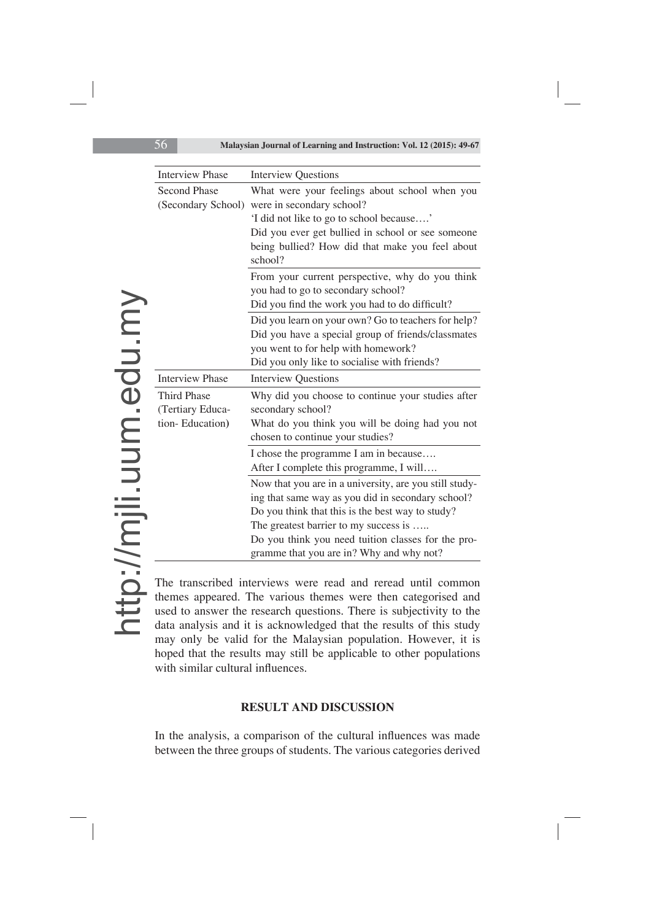| Interview Phase | Interview Questions |
|---|---|
| Second Phase (Secondary School) | What were your feelings about school when you were in secondary school?<br>'I did not like to go to school because….'<br>Did you ever get bullied in school or see someone being bullied? How did that make you feel about school? |
| | From your current perspective, why do you think you had to go to secondary school?<br>Did you find the work you had to do difficult? |
| | Did you learn on your own? Go to teachers for help?<br>Did you have a special group of friends/classmates you went to for help with homework?<br>Did you only like to socialise with friends? |
| **Interview Phase** | **Interview Questions** |
| Third Phase (Tertiary Education- Education) | Why did you choose to continue your studies after secondary school?<br>What do you think you will be doing had you not chosen to continue your studies? |
| | I chose the programme I am in because….<br>After I complete this programme, I will…. |
| | Now that you are in a university, are you still studying that same way as you did in secondary school?<br>Do you think that this is the best way to study?<br>The greatest barrier to my success is …..<br>Do you think you need tuition classes for the programme that you are in? Why and why not? |

The transcribed interviews were read and reread until common themes appeared. The various themes were then categorised and used to answer the research questions. There is subjectivity to the data analysis and it is acknowledged that the results of this study may only be valid for the Malaysian population. However, it is hoped that the results may still be applicable to other populations with similar cultural influences.

## RESULT AND DISCUSSION

In the analysis, a comparison of the cultural influences was made between the three groups of students. The various categories derived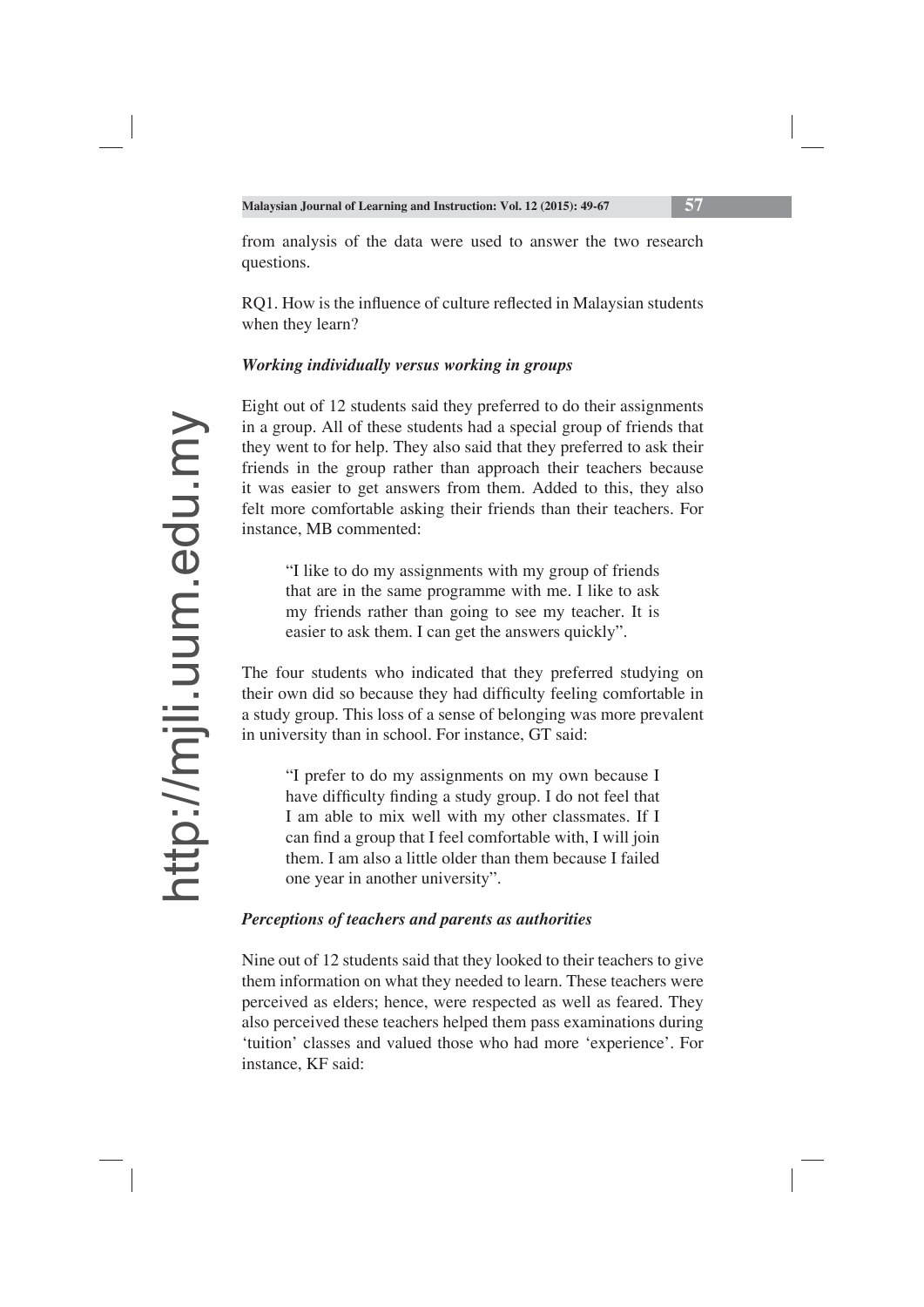from analysis of the data were used to answer the two research questions.

RQ1. How is the influence of culture reflected in Malaysian students when they learn?

***Working individually versus working in groups***

Eight out of 12 students said they preferred to do their assignments in a group. All of these students had a special group of friends that they went to for help. They also said that they preferred to ask their friends in the group rather than approach their teachers because it was easier to get answers from them. Added to this, they also felt more comfortable asking their friends than their teachers. For instance, MB commented:

> "I like to do my assignments with my group of friends that are in the same programme with me. I like to ask my friends rather than going to see my teacher. It is easier to ask them. I can get the answers quickly".

The four students who indicated that they preferred studying on their own did so because they had difficulty feeling comfortable in a study group. This loss of a sense of belonging was more prevalent in university than in school. For instance, GT said:

> "I prefer to do my assignments on my own because I have difficulty finding a study group. I do not feel that I am able to mix well with my other classmates. If I can find a group that I feel comfortable with, I will join them. I am also a little older than them because I failed one year in another university".

***Perceptions of teachers and parents as authorities***

Nine out of 12 students said that they looked to their teachers to give them information on what they needed to learn. These teachers were perceived as elders; hence, were respected as well as feared. They also perceived these teachers helped them pass examinations during 'tuition' classes and valued those who had more 'experience'. For instance, KF said: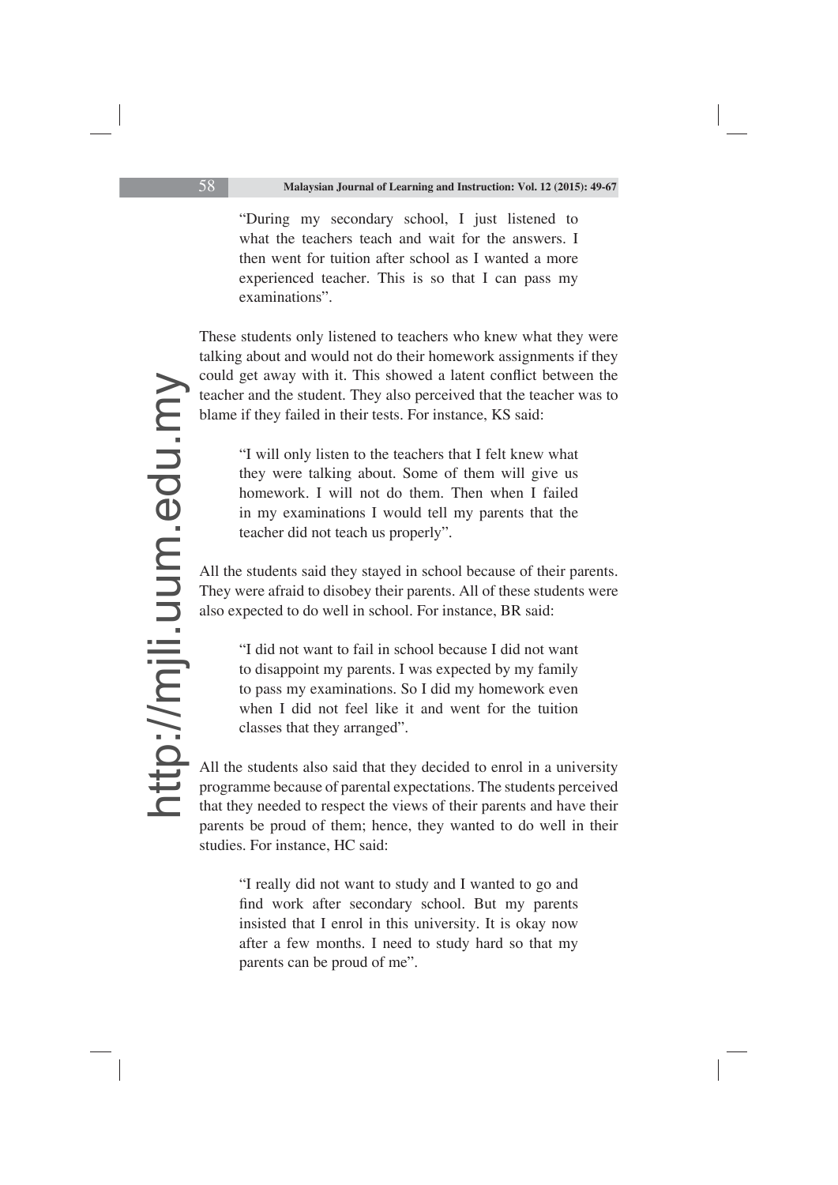> "During my secondary school, I just listened to what the teachers teach and wait for the answers. I then went for tuition after school as I wanted a more experienced teacher. This is so that I can pass my examinations".

These students only listened to teachers who knew what they were talking about and would not do their homework assignments if they could get away with it. This showed a latent conflict between the teacher and the student. They also perceived that the teacher was to blame if they failed in their tests. For instance, KS said:

> "I will only listen to the teachers that I felt knew what they were talking about. Some of them will give us homework. I will not do them. Then when I failed in my examinations I would tell my parents that the teacher did not teach us properly".

All the students said they stayed in school because of their parents. They were afraid to disobey their parents. All of these students were also expected to do well in school. For instance, BR said:

> "I did not want to fail in school because I did not want to disappoint my parents. I was expected by my family to pass my examinations. So I did my homework even when I did not feel like it and went for the tuition classes that they arranged".

All the students also said that they decided to enrol in a university programme because of parental expectations. The students perceived that they needed to respect the views of their parents and have their parents be proud of them; hence, they wanted to do well in their studies. For instance, HC said:

> "I really did not want to study and I wanted to go and find work after secondary school. But my parents insisted that I enrol in this university. It is okay now after a few months. I need to study hard so that my parents can be proud of me".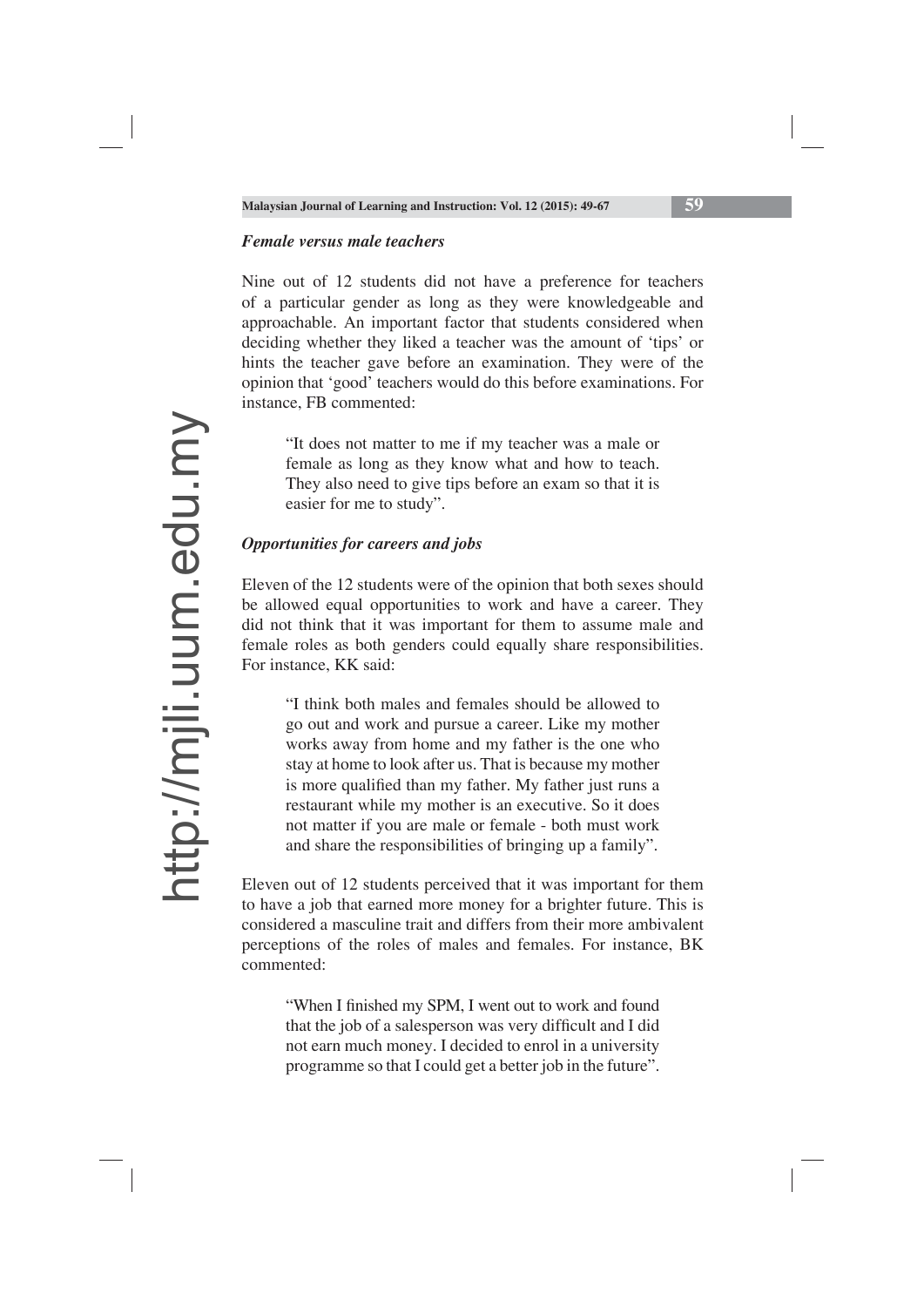### *Female versus male teachers*

Nine out of 12 students did not have a preference for teachers of a particular gender as long as they were knowledgeable and approachable. An important factor that students considered when deciding whether they liked a teacher was the amount of 'tips' or hints the teacher gave before an examination. They were of the opinion that 'good' teachers would do this before examinations. For instance, FB commented:

> "It does not matter to me if my teacher was a male or female as long as they know what and how to teach. They also need to give tips before an exam so that it is easier for me to study".

### *Opportunities for careers and jobs*

Eleven of the 12 students were of the opinion that both sexes should be allowed equal opportunities to work and have a career. They did not think that it was important for them to assume male and female roles as both genders could equally share responsibilities. For instance, KK said:

> "I think both males and females should be allowed to go out and work and pursue a career. Like my mother works away from home and my father is the one who stay at home to look after us. That is because my mother is more qualified than my father. My father just runs a restaurant while my mother is an executive. So it does not matter if you are male or female - both must work and share the responsibilities of bringing up a family".

Eleven out of 12 students perceived that it was important for them to have a job that earned more money for a brighter future. This is considered a masculine trait and differs from their more ambivalent perceptions of the roles of males and females. For instance, BK commented:

> "When I finished my SPM, I went out to work and found that the job of a salesperson was very difficult and I did not earn much money. I decided to enrol in a university programme so that I could get a better job in the future".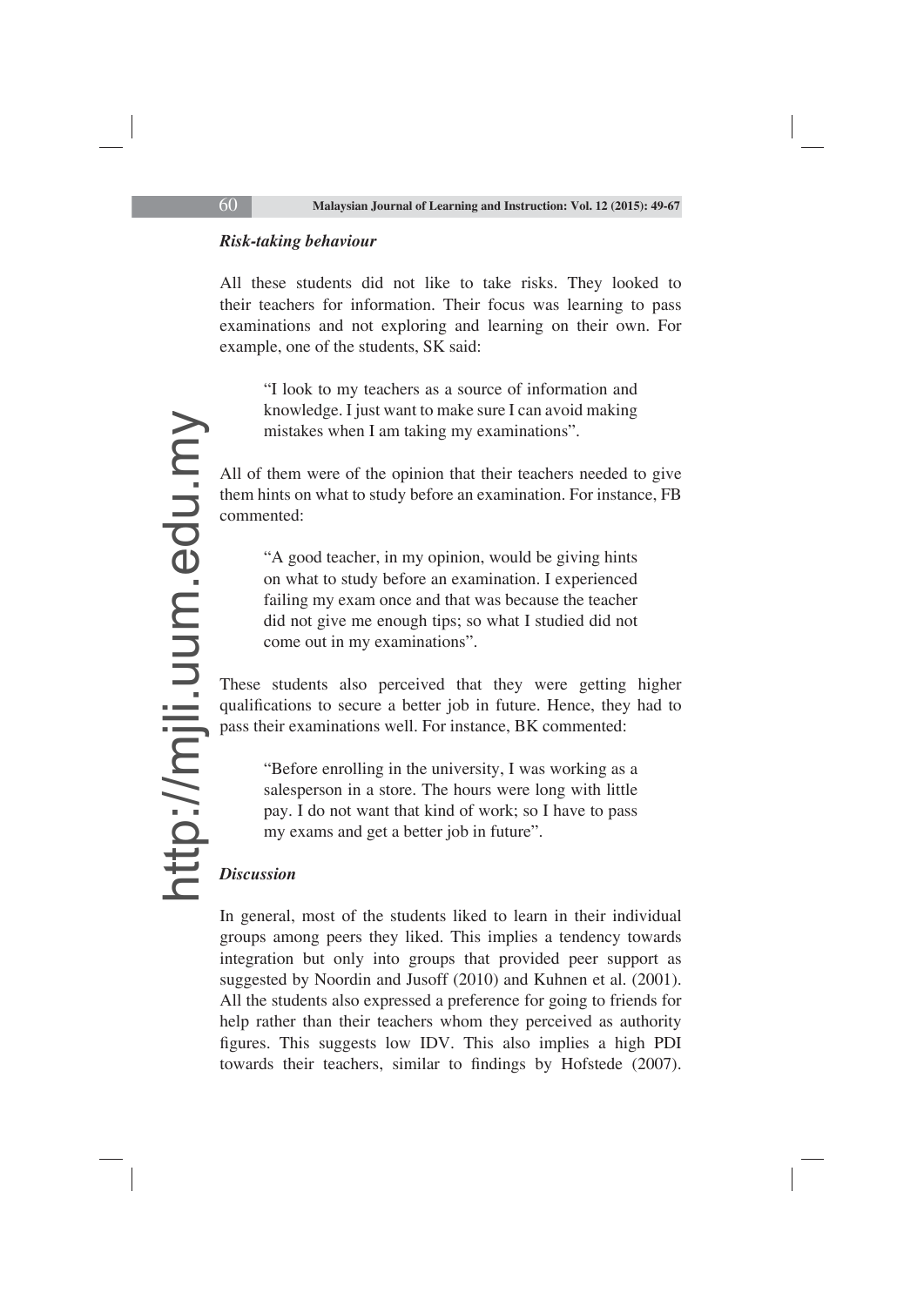### *Risk-taking behaviour*

All these students did not like to take risks. They looked to their teachers for information. Their focus was learning to pass examinations and not exploring and learning on their own. For example, one of the students, SK said:

> "I look to my teachers as a source of information and knowledge. I just want to make sure I can avoid making mistakes when I am taking my examinations".

All of them were of the opinion that their teachers needed to give them hints on what to study before an examination. For instance, FB commented:

> "A good teacher, in my opinion, would be giving hints on what to study before an examination. I experienced failing my exam once and that was because the teacher did not give me enough tips; so what I studied did not come out in my examinations".

These students also perceived that they were getting higher qualifications to secure a better job in future. Hence, they had to pass their examinations well. For instance, BK commented:

> "Before enrolling in the university, I was working as a salesperson in a store. The hours were long with little pay. I do not want that kind of work; so I have to pass my exams and get a better job in future".

### *Discussion*

In general, most of the students liked to learn in their individual groups among peers they liked. This implies a tendency towards integration but only into groups that provided peer support as suggested by Noordin and Jusoff (2010) and Kuhnen et al. (2001). All the students also expressed a preference for going to friends for help rather than their teachers whom they perceived as authority figures. This suggests low IDV. This also implies a high PDI towards their teachers, similar to findings by Hofstede (2007).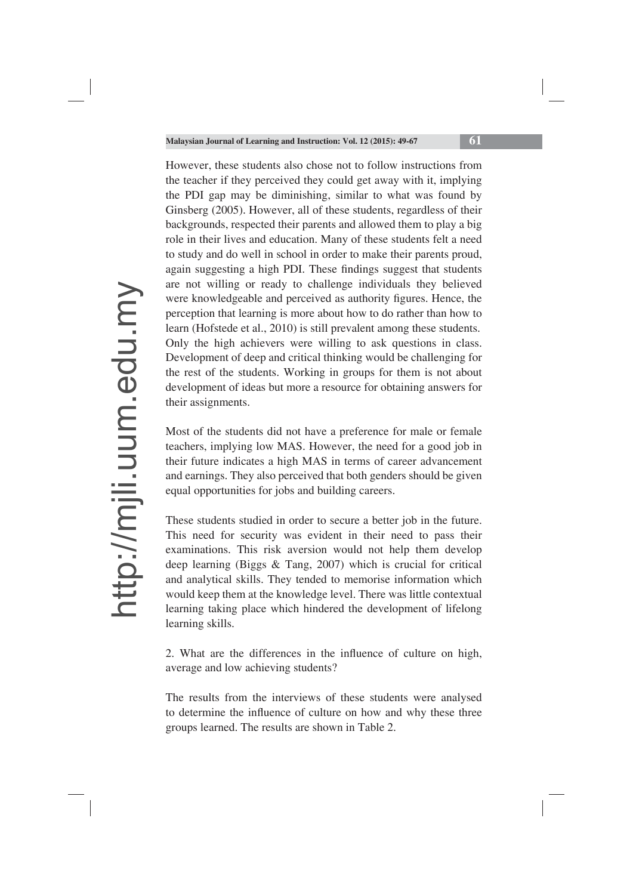However, these students also chose not to follow instructions from the teacher if they perceived they could get away with it, implying the PDI gap may be diminishing, similar to what was found by Ginsberg (2005). However, all of these students, regardless of their backgrounds, respected their parents and allowed them to play a big role in their lives and education. Many of these students felt a need to study and do well in school in order to make their parents proud, again suggesting a high PDI. These findings suggest that students are not willing or ready to challenge individuals they believed were knowledgeable and perceived as authority figures. Hence, the perception that learning is more about how to do rather than how to learn (Hofstede et al., 2010) is still prevalent among these students. Only the high achievers were willing to ask questions in class. Development of deep and critical thinking would be challenging for the rest of the students. Working in groups for them is not about development of ideas but more a resource for obtaining answers for their assignments.

Most of the students did not have a preference for male or female teachers, implying low MAS. However, the need for a good job in their future indicates a high MAS in terms of career advancement and earnings. They also perceived that both genders should be given equal opportunities for jobs and building careers.

These students studied in order to secure a better job in the future. This need for security was evident in their need to pass their examinations. This risk aversion would not help them develop deep learning (Biggs & Tang, 2007) which is crucial for critical and analytical skills. They tended to memorise information which would keep them at the knowledge level. There was little contextual learning taking place which hindered the development of lifelong learning skills.

2. What are the differences in the influence of culture on high, average and low achieving students?

The results from the interviews of these students were analysed to determine the influence of culture on how and why these three groups learned. The results are shown in Table 2.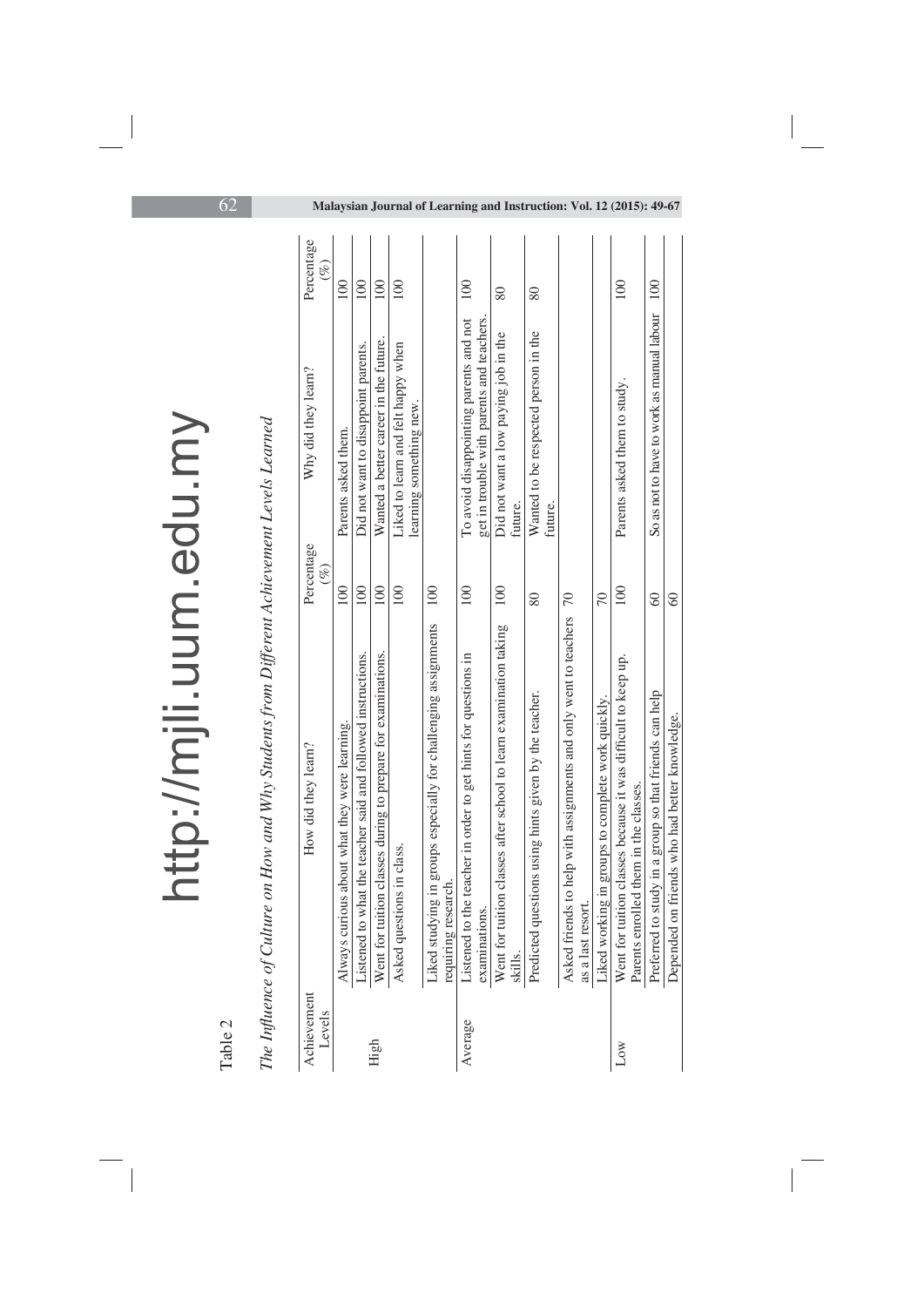Table 2

*The Influence of Culture on How and Why Students from Different Achievement Levels Learned*

| Achievement Levels | How did they learn? | Percentage (%) | Why did they learn? | Percentage (%) |
|---|---|---|---|---|
| High | Always curious about what they were learning. | 100 | Parents asked them. | 100 |
| | Listened to what the teacher said and followed instructions. | 100 | Did not want to disappoint parents. | 100 |
| | Went for tuition classes during to prepare for examinations. | 100 | Wanted a better career in the future. | 100 |
| | Asked questions in class. | 100 | Liked to learn and felt happy when learning something new. | 100 |
| | Liked studying in groups especially for challenging assignments requiring research. | 100 | | |
| Average | Listened to the teacher in order to get hints for questions in examinations. | 100 | To avoid disappointing parents and not get in trouble with parents and teachers. | 100 |
| | Went for tuition classes after school to learn examination taking skills. | 100 | Did not want a low paying job in the future. | 80 |
| | Predicted questions using hints given by the teacher. | 80 | Wanted to be respected person in the future. | 80 |
| | Asked friends to help with assignments and only went to teachers as a last resort. | 70 | | |
| | Liked working in groups to complete work quickly. | 70 | | |
| Low | Went for tuition classes because it was difficult to keep up. Parents enrolled them in the classes. | 100 | Parents asked them to study. | 100 |
| | Preferred to study in a group so that friends can help | 60 | So as not to have to work as manual labour | 100 |
| | Depended on friends who had better knowledge. | 60 | | |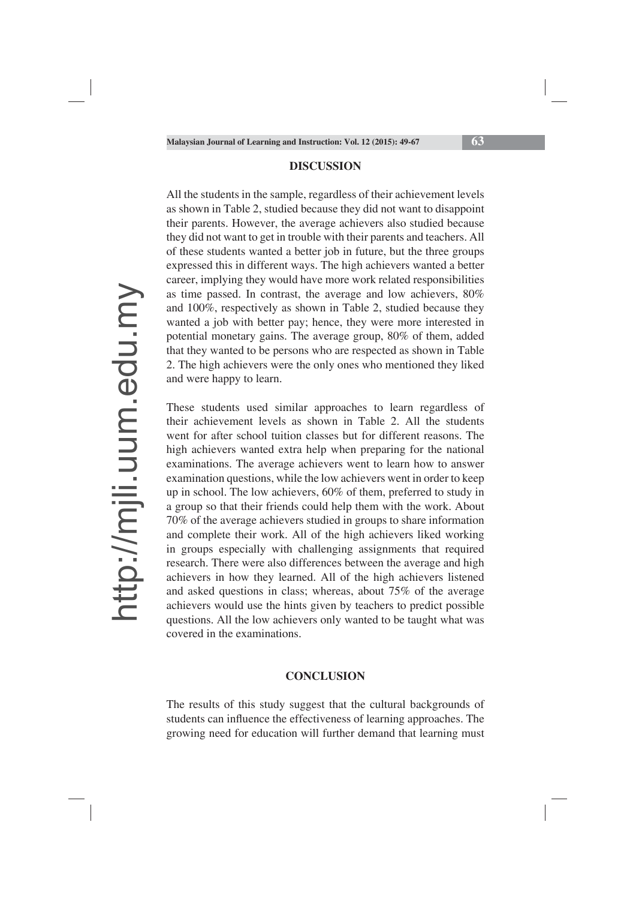## DISCUSSION

All the students in the sample, regardless of their achievement levels as shown in Table 2, studied because they did not want to disappoint their parents. However, the average achievers also studied because they did not want to get in trouble with their parents and teachers. All of these students wanted a better job in future, but the three groups expressed this in different ways. The high achievers wanted a better career, implying they would have more work related responsibilities as time passed. In contrast, the average and low achievers, 80% and 100%, respectively as shown in Table 2, studied because they wanted a job with better pay; hence, they were more interested in potential monetary gains. The average group, 80% of them, added that they wanted to be persons who are respected as shown in Table 2. The high achievers were the only ones who mentioned they liked and were happy to learn.

These students used similar approaches to learn regardless of their achievement levels as shown in Table 2. All the students went for after school tuition classes but for different reasons. The high achievers wanted extra help when preparing for the national examinations. The average achievers went to learn how to answer examination questions, while the low achievers went in order to keep up in school. The low achievers, 60% of them, preferred to study in a group so that their friends could help them with the work. About 70% of the average achievers studied in groups to share information and complete their work. All of the high achievers liked working in groups especially with challenging assignments that required research. There were also differences between the average and high achievers in how they learned. All of the high achievers listened and asked questions in class; whereas, about 75% of the average achievers would use the hints given by teachers to predict possible questions. All the low achievers only wanted to be taught what was covered in the examinations.

## CONCLUSION

The results of this study suggest that the cultural backgrounds of students can influence the effectiveness of learning approaches. The growing need for education will further demand that learning must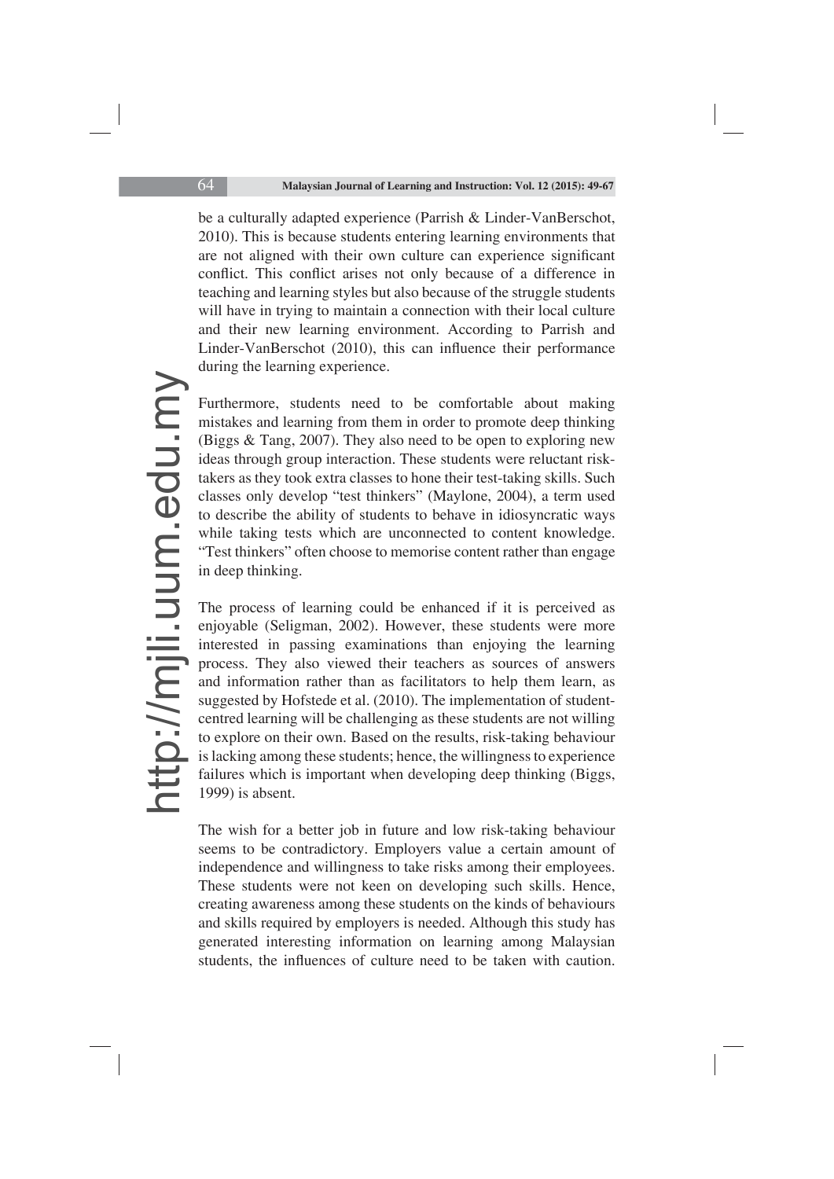be a culturally adapted experience (Parrish & Linder-VanBerschot, 2010). This is because students entering learning environments that are not aligned with their own culture can experience significant conflict. This conflict arises not only because of a difference in teaching and learning styles but also because of the struggle students will have in trying to maintain a connection with their local culture and their new learning environment. According to Parrish and Linder-VanBerschot (2010), this can influence their performance during the learning experience.

Furthermore, students need to be comfortable about making mistakes and learning from them in order to promote deep thinking (Biggs & Tang, 2007). They also need to be open to exploring new ideas through group interaction. These students were reluctant risk-takers as they took extra classes to hone their test-taking skills. Such classes only develop "test thinkers" (Maylone, 2004), a term used to describe the ability of students to behave in idiosyncratic ways while taking tests which are unconnected to content knowledge. "Test thinkers" often choose to memorise content rather than engage in deep thinking.

The process of learning could be enhanced if it is perceived as enjoyable (Seligman, 2002). However, these students were more interested in passing examinations than enjoying the learning process. They also viewed their teachers as sources of answers and information rather than as facilitators to help them learn, as suggested by Hofstede et al. (2010). The implementation of student-centred learning will be challenging as these students are not willing to explore on their own. Based on the results, risk-taking behaviour is lacking among these students; hence, the willingness to experience failures which is important when developing deep thinking (Biggs, 1999) is absent.

The wish for a better job in future and low risk-taking behaviour seems to be contradictory. Employers value a certain amount of independence and willingness to take risks among their employees. These students were not keen on developing such skills. Hence, creating awareness among these students on the kinds of behaviours and skills required by employers is needed. Although this study has generated interesting information on learning among Malaysian students, the influences of culture need to be taken with caution.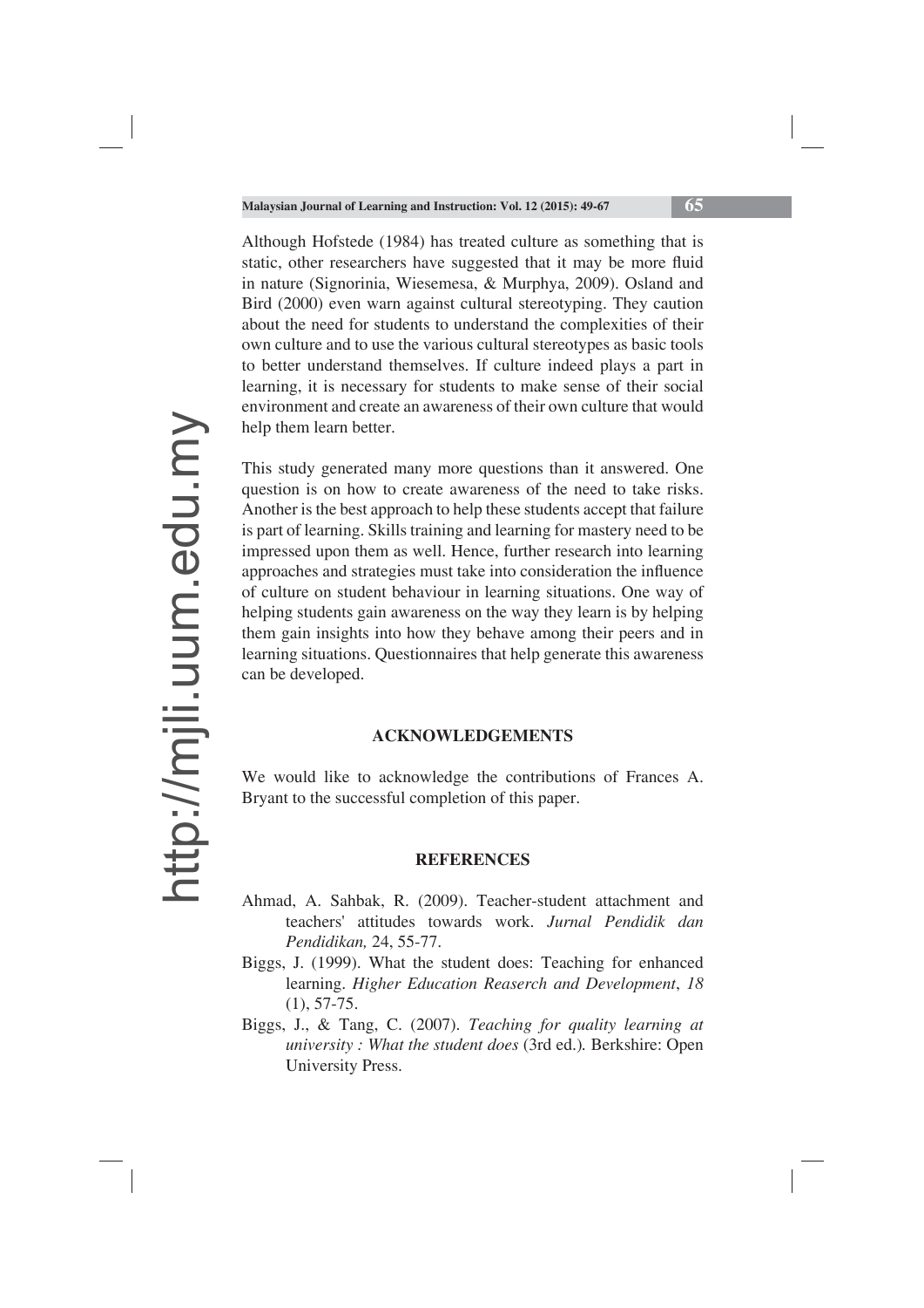Although Hofstede (1984) has treated culture as something that is static, other researchers have suggested that it may be more fluid in nature (Signorinia, Wiesemesa, & Murphya, 2009). Osland and Bird (2000) even warn against cultural stereotyping. They caution about the need for students to understand the complexities of their own culture and to use the various cultural stereotypes as basic tools to better understand themselves. If culture indeed plays a part in learning, it is necessary for students to make sense of their social environment and create an awareness of their own culture that would help them learn better.

This study generated many more questions than it answered. One question is on how to create awareness of the need to take risks. Another is the best approach to help these students accept that failure is part of learning. Skills training and learning for mastery need to be impressed upon them as well. Hence, further research into learning approaches and strategies must take into consideration the influence of culture on student behaviour in learning situations. One way of helping students gain awareness on the way they learn is by helping them gain insights into how they behave among their peers and in learning situations. Questionnaires that help generate this awareness can be developed.

## ACKNOWLEDGEMENTS

We would like to acknowledge the contributions of Frances A. Bryant to the successful completion of this paper.

## REFERENCES

Ahmad, A. Sahbak, R. (2009). Teacher-student attachment and teachers' attitudes towards work. *Jurnal Pendidik dan Pendidikan,* 24, 55-77.

Biggs, J. (1999). What the student does: Teaching for enhanced learning. *Higher Education Reaserch and Development*, *18* (1), 57-75.

Biggs, J., & Tang, C. (2007). *Teaching for quality learning at university : What the student does* (3rd ed.). Berkshire: Open University Press.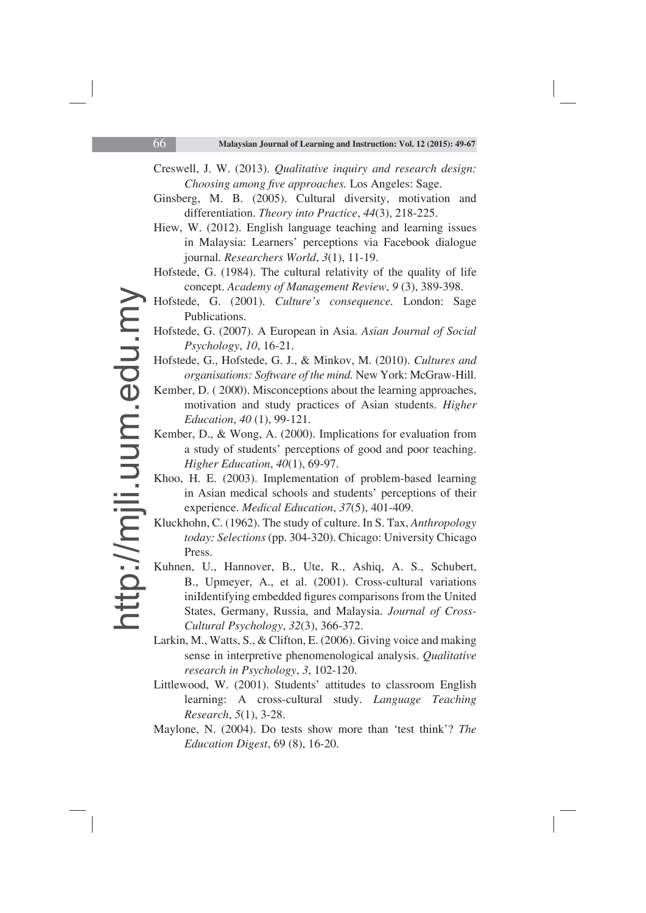Creswell, J. W. (2013). *Qualitative inquiry and research design: Choosing among five approaches.* Los Angeles: Sage.

Ginsberg, M. B. (2005). Cultural diversity, motivation and differentiation. *Theory into Practice*, *44*(3), 218-225.

Hiew, W. (2012). English language teaching and learning issues in Malaysia: Learners' perceptions via Facebook dialogue journal. *Researchers World*, *3*(1), 11-19.

Hofstede, G. (1984). The cultural relativity of the quality of life concept. *Academy of Management Review*, *9* (3), 389-398.

Hofstede, G. (2001). *Culture's consequence.* London: Sage Publications.

Hofstede, G. (2007). A European in Asia. *Asian Journal of Social Psychology*, *10*, 16-21.

Hofstede, G., Hofstede, G. J., & Minkov, M. (2010). *Cultures and organisations: Software of the mind.* New York: McGraw-Hill.

Kember, D. ( 2000). Misconceptions about the learning approaches, motivation and study practices of Asian students. *Higher Education*, *40* (1), 99-121.

Kember, D., & Wong, A. (2000). Implications for evaluation from a study of students' perceptions of good and poor teaching. *Higher Education*, *40*(1), 69-97.

Khoo, H. E. (2003). Implementation of problem-based learning in Asian medical schools and students' perceptions of their experience. *Medical Education*, *37*(5), 401-409.

Kluckhohn, C. (1962). The study of culture. In S. Tax, *Anthropology today: Selections* (pp. 304-320). Chicago: University Chicago Press.

Kuhnen, U., Hannover, B., Ute, R., Ashiq, A. S., Schubert, B., Upmeyer, A., et al. (2001). Cross-cultural variations iniIdentifying embedded figures comparisons from the United States, Germany, Russia, and Malaysia. *Journal of Cross-Cultural Psychology*, *32*(3), 366-372.

Larkin, M., Watts, S., & Clifton, E. (2006). Giving voice and making sense in interpretive phenomenological analysis. *Qualitative research in Psychology*, *3*, 102-120.

Littlewood, W. (2001). Students' attitudes to classroom English learning: A cross-cultural study. *Language Teaching Research*, *5*(1), 3-28.

Maylone, N. (2004). Do tests show more than 'test think'? *The Education Digest*, 69 (8), 16-20.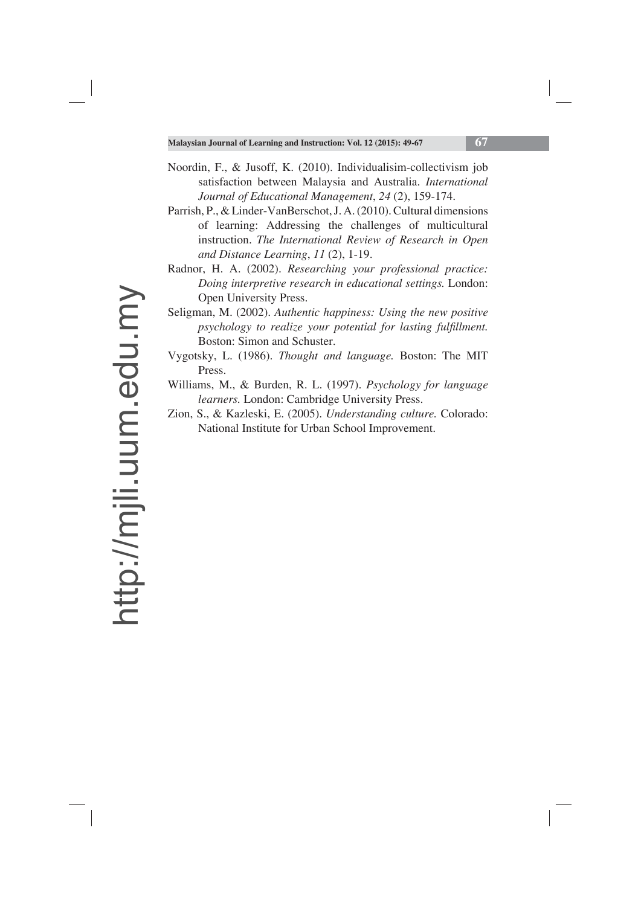Noordin, F., & Jusoff, K. (2010). Individualisim-collectivism job satisfaction between Malaysia and Australia. *International Journal of Educational Management*, *24* (2), 159-174.

Parrish, P., & Linder-VanBerschot, J. A. (2010). Cultural dimensions of learning: Addressing the challenges of multicultural instruction. *The International Review of Research in Open and Distance Learning*, *11* (2), 1-19.

Radnor, H. A. (2002). *Researching your professional practice: Doing interpretive research in educational settings.* London: Open University Press.

Seligman, M. (2002). *Authentic happiness: Using the new positive psychology to realize your potential for lasting fulfillment.* Boston: Simon and Schuster.

Vygotsky, L. (1986). *Thought and language.* Boston: The MIT Press.

Williams, M., & Burden, R. L. (1997). *Psychology for language learners.* London: Cambridge University Press.

Zion, S., & Kazleski, E. (2005). *Understanding culture.* Colorado: National Institute for Urban School Improvement.